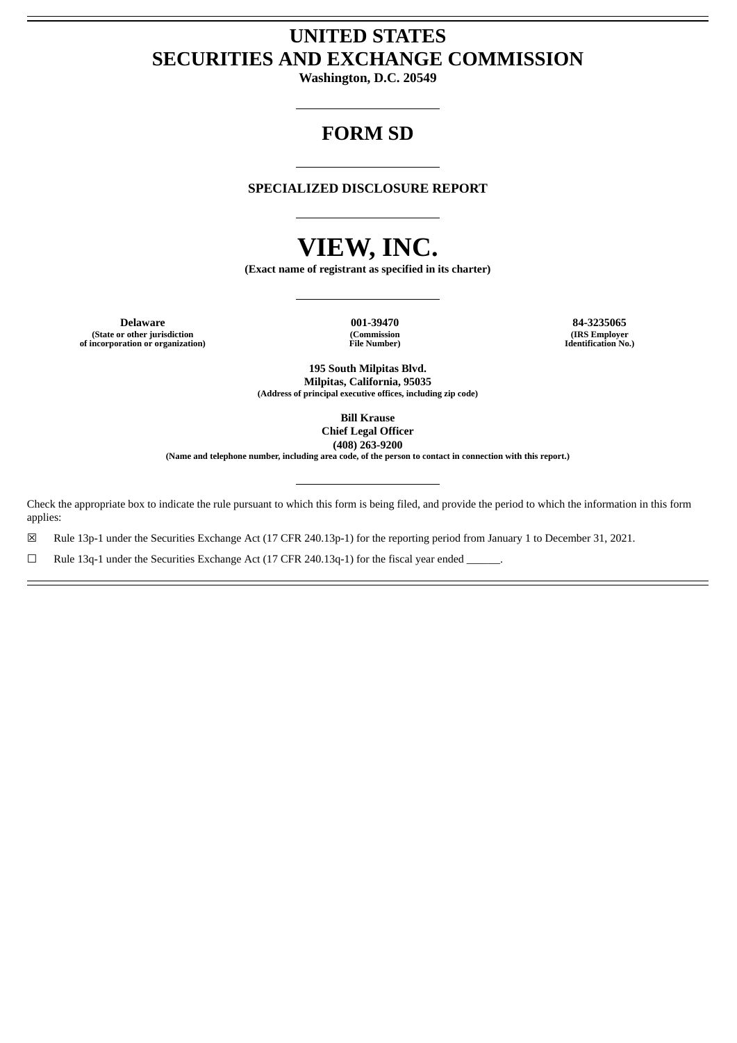# UNITED STATES
# SECURITIES AND EXCHANGE COMMISSION

**Washington, D.C. 20549**

---

## FORM SD

---

**SPECIALIZED DISCLOSURE REPORT**

---

# VIEW, INC.

**(Exact name of registrant as specified in its charter)**

---

| **Delaware** | **001-39470** | **84-3235065** |
|---|---|---|
| **(State or other jurisdiction of incorporation or organization)** | **(Commission File Number)** | **(IRS Employer Identification No.)** |

**195 South Milpitas Blvd.**
**Milpitas, California, 95035**
**(Address of principal executive offices, including zip code)**

**Bill Krause**
**Chief Legal Officer**
**(408) 263-9200**
**(Name and telephone number, including area code, of the person to contact in connection with this report.)**

---

Check the appropriate box to indicate the rule pursuant to which this form is being filed, and provide the period to which the information in this form applies:

☒ Rule 13p-1 under the Securities Exchange Act (17 CFR 240.13p-1) for the reporting period from January 1 to December 31, 2021.

☐ Rule 13q-1 under the Securities Exchange Act (17 CFR 240.13q-1) for the fiscal year ended ______.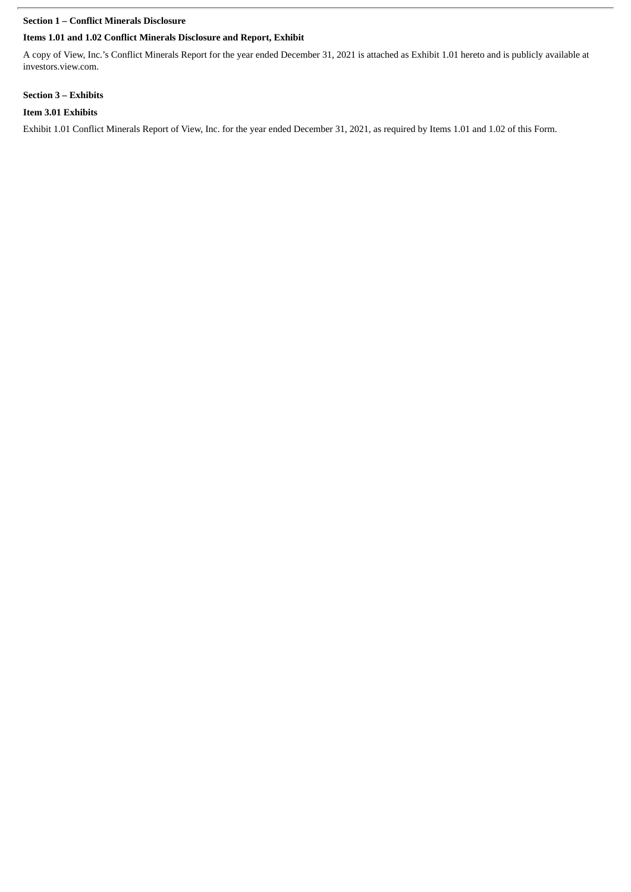**Section 1 – Conflict Minerals Disclosure**

**Items 1.01 and 1.02 Conflict Minerals Disclosure and Report, Exhibit**

A copy of View, Inc.'s Conflict Minerals Report for the year ended December 31, 2021 is attached as Exhibit 1.01 hereto and is publicly available at investors.view.com.

**Section 3 – Exhibits**

**Item 3.01 Exhibits**

Exhibit 1.01 Conflict Minerals Report of View, Inc. for the year ended December 31, 2021, as required by Items 1.01 and 1.02 of this Form.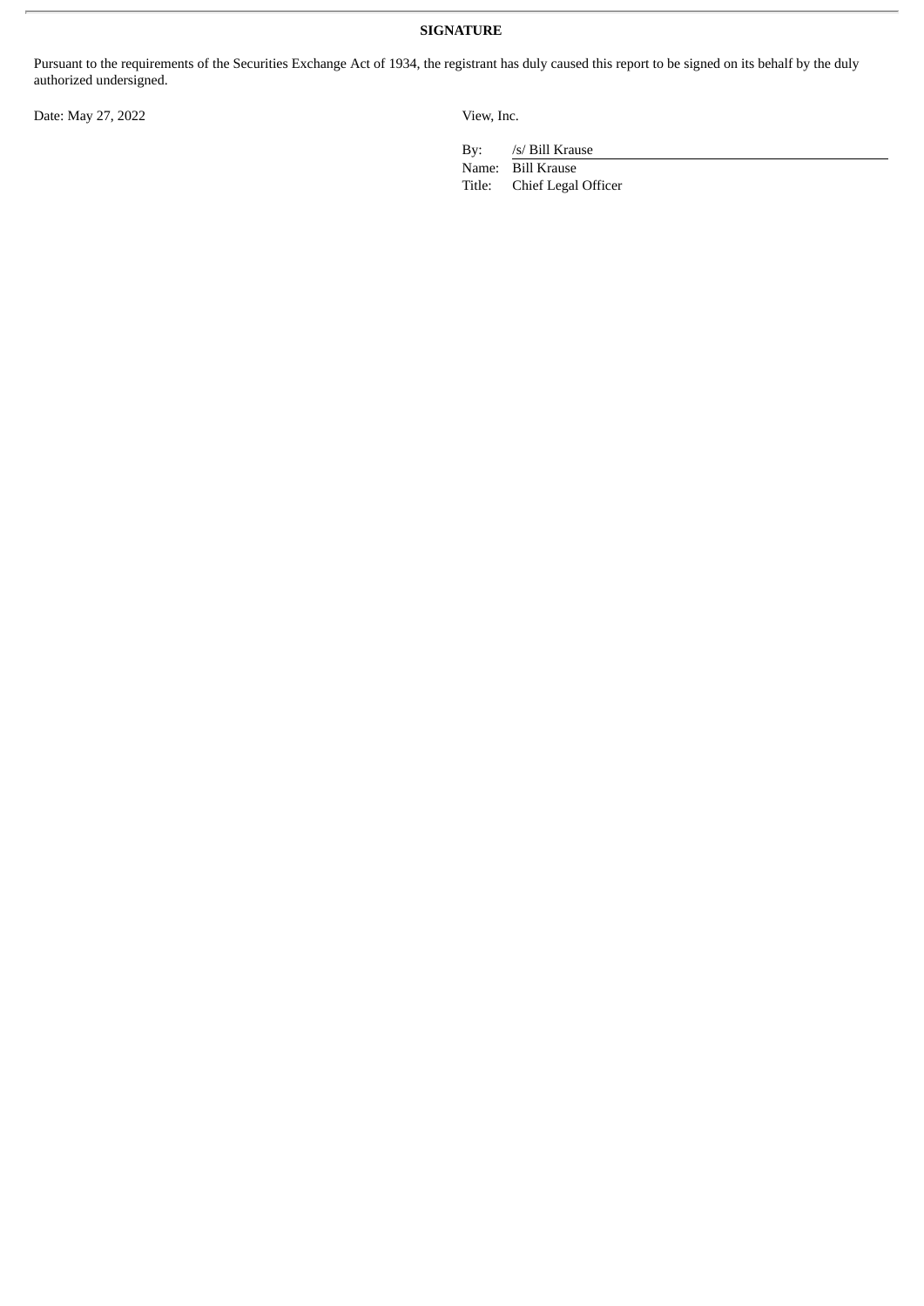**SIGNATURE**

Pursuant to the requirements of the Securities Exchange Act of 1934, the registrant has duly caused this report to be signed on its behalf by the duly authorized undersigned.

Date: May 27, 2022

View, Inc.

By: /s/ Bill Krause
Name: Bill Krause
Title: Chief Legal Officer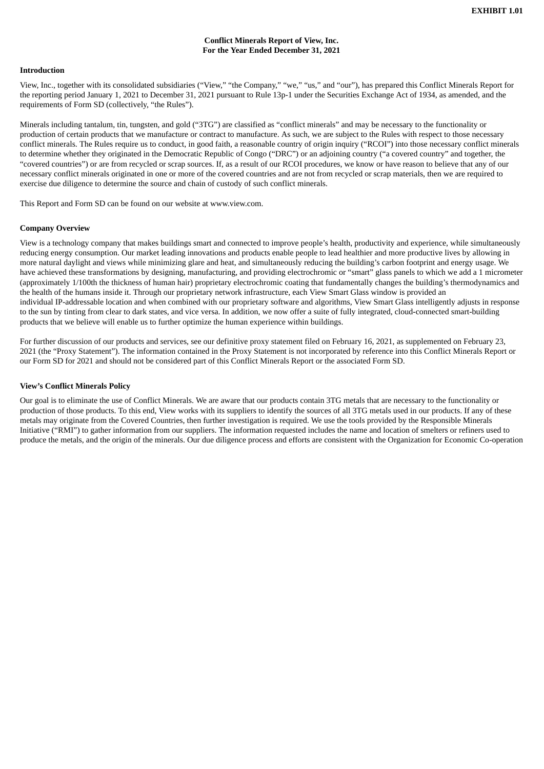**EXHIBIT 1.01**

**Conflict Minerals Report of View, Inc.**
**For the Year Ended December 31, 2021**

**Introduction**

View, Inc., together with its consolidated subsidiaries ("View," "the Company," "we," "us," and "our"), has prepared this Conflict Minerals Report for the reporting period January 1, 2021 to December 31, 2021 pursuant to Rule 13p-1 under the Securities Exchange Act of 1934, as amended, and the requirements of Form SD (collectively, "the Rules").

Minerals including tantalum, tin, tungsten, and gold ("3TG") are classified as "conflict minerals" and may be necessary to the functionality or production of certain products that we manufacture or contract to manufacture. As such, we are subject to the Rules with respect to those necessary conflict minerals. The Rules require us to conduct, in good faith, a reasonable country of origin inquiry ("RCOI") into those necessary conflict minerals to determine whether they originated in the Democratic Republic of Congo ("DRC") or an adjoining country ("a covered country" and together, the "covered countries") or are from recycled or scrap sources. If, as a result of our RCOI procedures, we know or have reason to believe that any of our necessary conflict minerals originated in one or more of the covered countries and are not from recycled or scrap materials, then we are required to exercise due diligence to determine the source and chain of custody of such conflict minerals.

This Report and Form SD can be found on our website at www.view.com.

**Company Overview**

View is a technology company that makes buildings smart and connected to improve people's health, productivity and experience, while simultaneously reducing energy consumption. Our market leading innovations and products enable people to lead healthier and more productive lives by allowing in more natural daylight and views while minimizing glare and heat, and simultaneously reducing the building's carbon footprint and energy usage. We have achieved these transformations by designing, manufacturing, and providing electrochromic or "smart" glass panels to which we add a 1 micrometer (approximately 1/100th the thickness of human hair) proprietary electrochromic coating that fundamentally changes the building's thermodynamics and the health of the humans inside it. Through our proprietary network infrastructure, each View Smart Glass window is provided an individual IP-addressable location and when combined with our proprietary software and algorithms, View Smart Glass intelligently adjusts in response to the sun by tinting from clear to dark states, and vice versa. In addition, we now offer a suite of fully integrated, cloud-connected smart-building products that we believe will enable us to further optimize the human experience within buildings.

For further discussion of our products and services, see our definitive proxy statement filed on February 16, 2021, as supplemented on February 23, 2021 (the "Proxy Statement"). The information contained in the Proxy Statement is not incorporated by reference into this Conflict Minerals Report or our Form SD for 2021 and should not be considered part of this Conflict Minerals Report or the associated Form SD.

**View's Conflict Minerals Policy**

Our goal is to eliminate the use of Conflict Minerals. We are aware that our products contain 3TG metals that are necessary to the functionality or production of those products. To this end, View works with its suppliers to identify the sources of all 3TG metals used in our products. If any of these metals may originate from the Covered Countries, then further investigation is required. We use the tools provided by the Responsible Minerals Initiative ("RMI") to gather information from our suppliers. The information requested includes the name and location of smelters or refiners used to produce the metals, and the origin of the minerals. Our due diligence process and efforts are consistent with the Organization for Economic Co-operation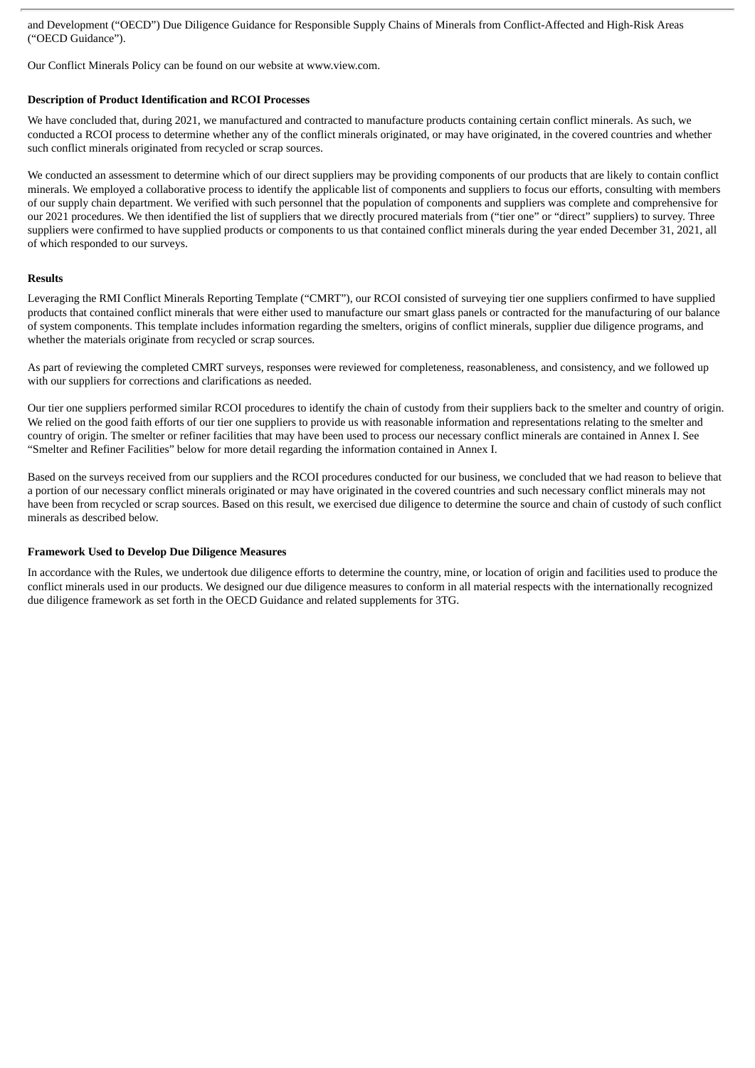and Development ("OECD") Due Diligence Guidance for Responsible Supply Chains of Minerals from Conflict-Affected and High-Risk Areas ("OECD Guidance").

Our Conflict Minerals Policy can be found on our website at www.view.com.

**Description of Product Identification and RCOI Processes**

We have concluded that, during 2021, we manufactured and contracted to manufacture products containing certain conflict minerals. As such, we conducted a RCOI process to determine whether any of the conflict minerals originated, or may have originated, in the covered countries and whether such conflict minerals originated from recycled or scrap sources.

We conducted an assessment to determine which of our direct suppliers may be providing components of our products that are likely to contain conflict minerals. We employed a collaborative process to identify the applicable list of components and suppliers to focus our efforts, consulting with members of our supply chain department. We verified with such personnel that the population of components and suppliers was complete and comprehensive for our 2021 procedures. We then identified the list of suppliers that we directly procured materials from ("tier one" or "direct" suppliers) to survey. Three suppliers were confirmed to have supplied products or components to us that contained conflict minerals during the year ended December 31, 2021, all of which responded to our surveys.

**Results**

Leveraging the RMI Conflict Minerals Reporting Template ("CMRT"), our RCOI consisted of surveying tier one suppliers confirmed to have supplied products that contained conflict minerals that were either used to manufacture our smart glass panels or contracted for the manufacturing of our balance of system components. This template includes information regarding the smelters, origins of conflict minerals, supplier due diligence programs, and whether the materials originate from recycled or scrap sources.

As part of reviewing the completed CMRT surveys, responses were reviewed for completeness, reasonableness, and consistency, and we followed up with our suppliers for corrections and clarifications as needed.

Our tier one suppliers performed similar RCOI procedures to identify the chain of custody from their suppliers back to the smelter and country of origin. We relied on the good faith efforts of our tier one suppliers to provide us with reasonable information and representations relating to the smelter and country of origin. The smelter or refiner facilities that may have been used to process our necessary conflict minerals are contained in Annex I. See "Smelter and Refiner Facilities" below for more detail regarding the information contained in Annex I.

Based on the surveys received from our suppliers and the RCOI procedures conducted for our business, we concluded that we had reason to believe that a portion of our necessary conflict minerals originated or may have originated in the covered countries and such necessary conflict minerals may not have been from recycled or scrap sources. Based on this result, we exercised due diligence to determine the source and chain of custody of such conflict minerals as described below.

**Framework Used to Develop Due Diligence Measures**

In accordance with the Rules, we undertook due diligence efforts to determine the country, mine, or location of origin and facilities used to produce the conflict minerals used in our products. We designed our due diligence measures to conform in all material respects with the internationally recognized due diligence framework as set forth in the OECD Guidance and related supplements for 3TG.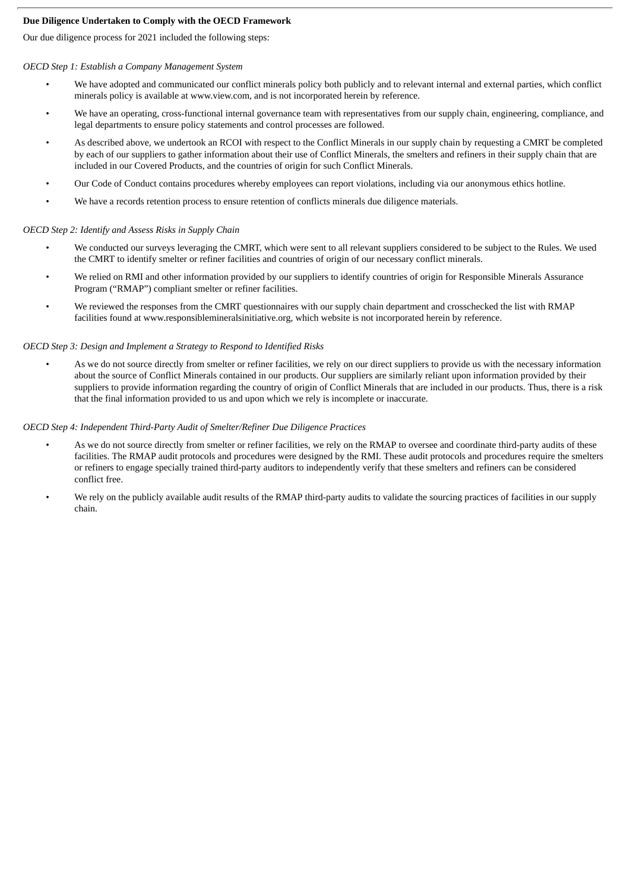**Due Diligence Undertaken to Comply with the OECD Framework**

Our due diligence process for 2021 included the following steps:

*OECD Step 1: Establish a Company Management System*

- We have adopted and communicated our conflict minerals policy both publicly and to relevant internal and external parties, which conflict minerals policy is available at www.view.com, and is not incorporated herein by reference.
- We have an operating, cross-functional internal governance team with representatives from our supply chain, engineering, compliance, and legal departments to ensure policy statements and control processes are followed.
- As described above, we undertook an RCOI with respect to the Conflict Minerals in our supply chain by requesting a CMRT be completed by each of our suppliers to gather information about their use of Conflict Minerals, the smelters and refiners in their supply chain that are included in our Covered Products, and the countries of origin for such Conflict Minerals.
- Our Code of Conduct contains procedures whereby employees can report violations, including via our anonymous ethics hotline.
- We have a records retention process to ensure retention of conflicts minerals due diligence materials.

*OECD Step 2: Identify and Assess Risks in Supply Chain*

- We conducted our surveys leveraging the CMRT, which were sent to all relevant suppliers considered to be subject to the Rules. We used the CMRT to identify smelter or refiner facilities and countries of origin of our necessary conflict minerals.
- We relied on RMI and other information provided by our suppliers to identify countries of origin for Responsible Minerals Assurance Program ("RMAP") compliant smelter or refiner facilities.
- We reviewed the responses from the CMRT questionnaires with our supply chain department and crosschecked the list with RMAP facilities found at www.responsiblemineralsinitiative.org, which website is not incorporated herein by reference.

*OECD Step 3: Design and Implement a Strategy to Respond to Identified Risks*

- As we do not source directly from smelter or refiner facilities, we rely on our direct suppliers to provide us with the necessary information about the source of Conflict Minerals contained in our products. Our suppliers are similarly reliant upon information provided by their suppliers to provide information regarding the country of origin of Conflict Minerals that are included in our products. Thus, there is a risk that the final information provided to us and upon which we rely is incomplete or inaccurate.

*OECD Step 4: Independent Third-Party Audit of Smelter/Refiner Due Diligence Practices*

- As we do not source directly from smelter or refiner facilities, we rely on the RMAP to oversee and coordinate third-party audits of these facilities. The RMAP audit protocols and procedures were designed by the RMI. These audit protocols and procedures require the smelters or refiners to engage specially trained third-party auditors to independently verify that these smelters and refiners can be considered conflict free.
- We rely on the publicly available audit results of the RMAP third-party audits to validate the sourcing practices of facilities in our supply chain.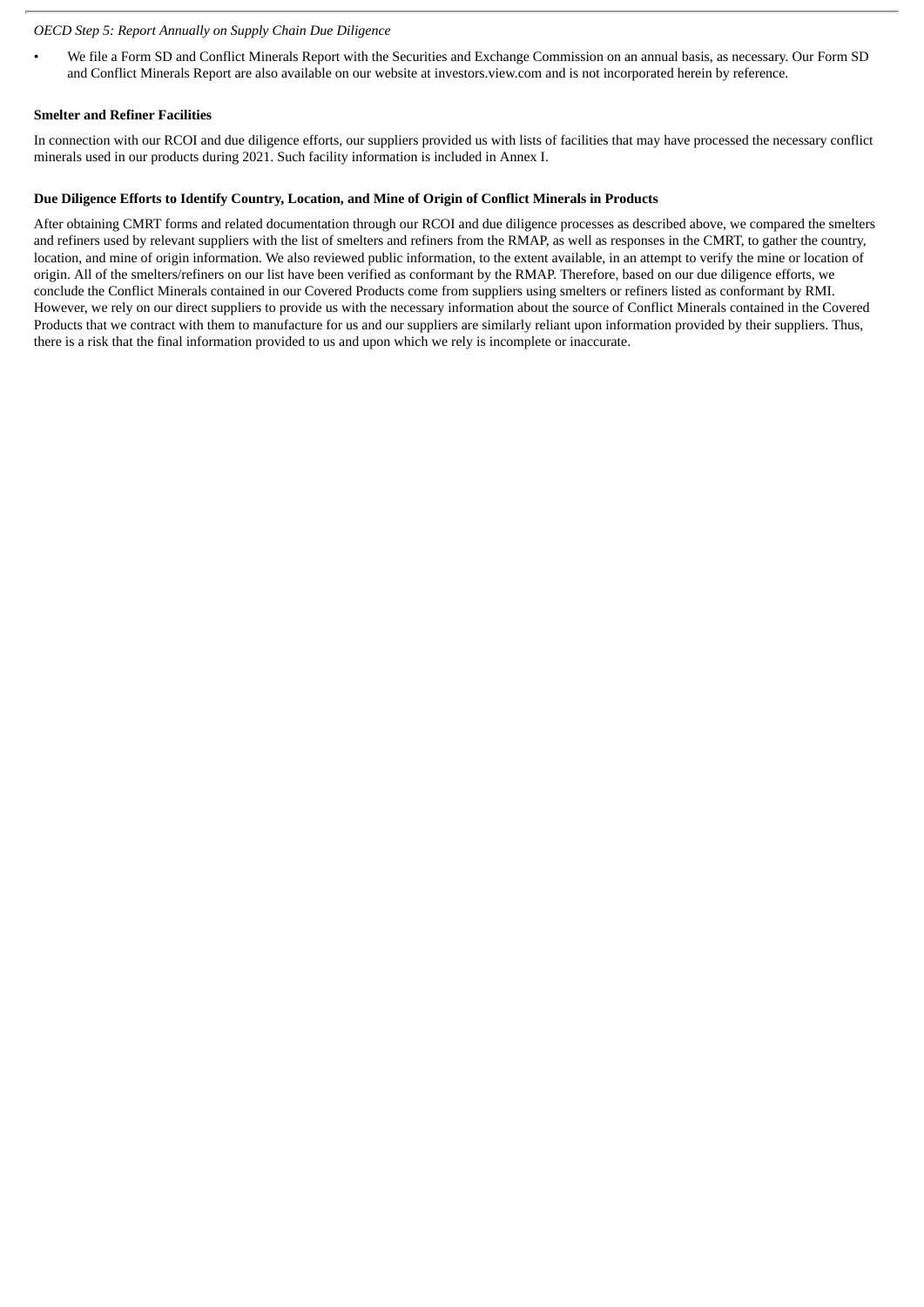*OECD Step 5: Report Annually on Supply Chain Due Diligence*

- We file a Form SD and Conflict Minerals Report with the Securities and Exchange Commission on an annual basis, as necessary. Our Form SD and Conflict Minerals Report are also available on our website at investors.view.com and is not incorporated herein by reference.

**Smelter and Refiner Facilities**

In connection with our RCOI and due diligence efforts, our suppliers provided us with lists of facilities that may have processed the necessary conflict minerals used in our products during 2021. Such facility information is included in Annex I.

**Due Diligence Efforts to Identify Country, Location, and Mine of Origin of Conflict Minerals in Products**

After obtaining CMRT forms and related documentation through our RCOI and due diligence processes as described above, we compared the smelters and refiners used by relevant suppliers with the list of smelters and refiners from the RMAP, as well as responses in the CMRT, to gather the country, location, and mine of origin information. We also reviewed public information, to the extent available, in an attempt to verify the mine or location of origin. All of the smelters/refiners on our list have been verified as conformant by the RMAP. Therefore, based on our due diligence efforts, we conclude the Conflict Minerals contained in our Covered Products come from suppliers using smelters or refiners listed as conformant by RMI. However, we rely on our direct suppliers to provide us with the necessary information about the source of Conflict Minerals contained in the Covered Products that we contract with them to manufacture for us and our suppliers are similarly reliant upon information provided by their suppliers. Thus, there is a risk that the final information provided to us and upon which we rely is incomplete or inaccurate.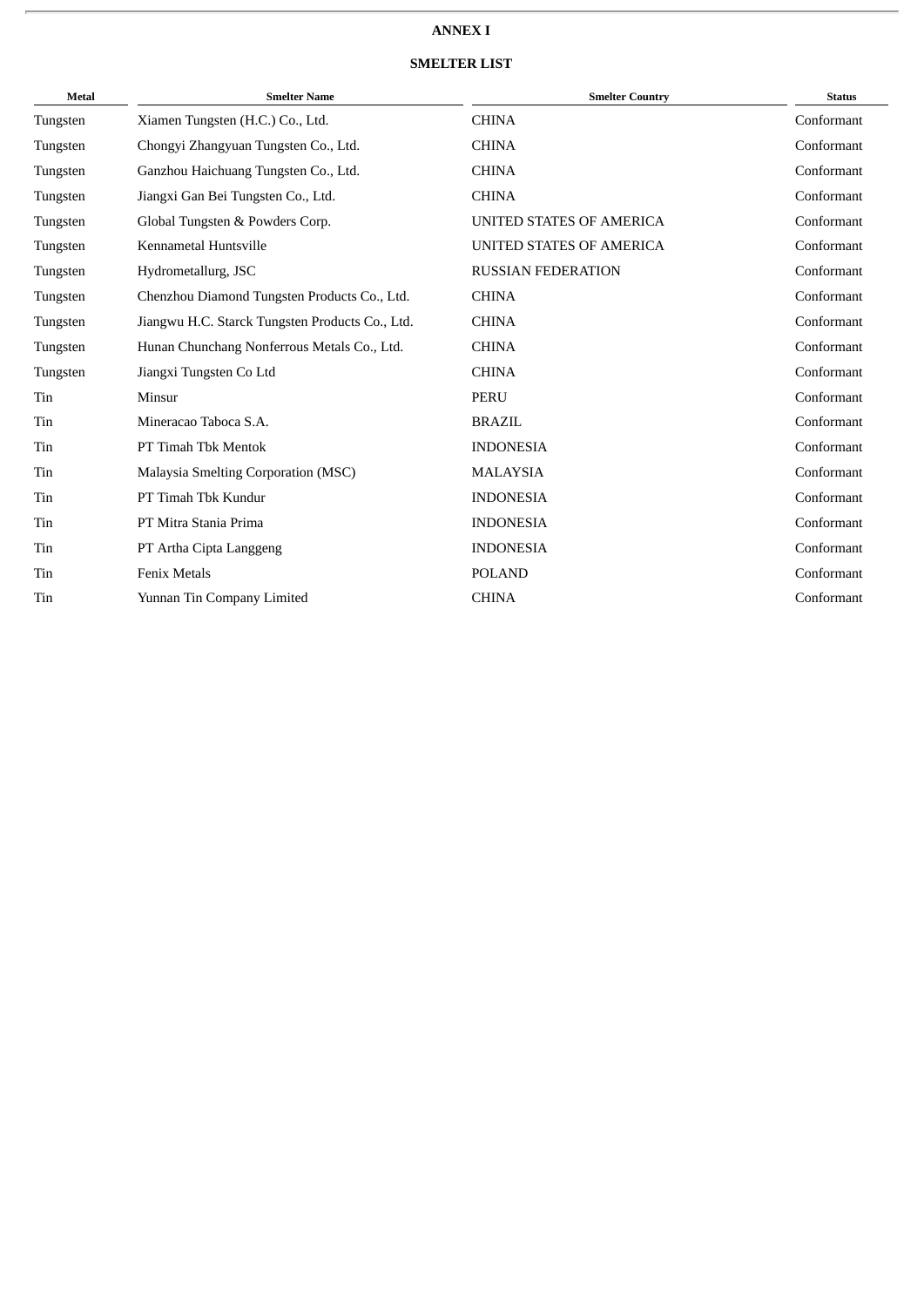**ANNEX I**

**SMELTER LIST**

| Metal | Smelter Name | Smelter Country | Status |
|---|---|---|---|
| Tungsten | Xiamen Tungsten (H.C.) Co., Ltd. | CHINA | Conformant |
| Tungsten | Chongyi Zhangyuan Tungsten Co., Ltd. | CHINA | Conformant |
| Tungsten | Ganzhou Haichuang Tungsten Co., Ltd. | CHINA | Conformant |
| Tungsten | Jiangxi Gan Bei Tungsten Co., Ltd. | CHINA | Conformant |
| Tungsten | Global Tungsten & Powders Corp. | UNITED STATES OF AMERICA | Conformant |
| Tungsten | Kennametal Huntsville | UNITED STATES OF AMERICA | Conformant |
| Tungsten | Hydrometallurg, JSC | RUSSIAN FEDERATION | Conformant |
| Tungsten | Chenzhou Diamond Tungsten Products Co., Ltd. | CHINA | Conformant |
| Tungsten | Jiangwu H.C. Starck Tungsten Products Co., Ltd. | CHINA | Conformant |
| Tungsten | Hunan Chunchang Nonferrous Metals Co., Ltd. | CHINA | Conformant |
| Tungsten | Jiangxi Tungsten Co Ltd | CHINA | Conformant |
| Tin | Minsur | PERU | Conformant |
| Tin | Mineracao Taboca S.A. | BRAZIL | Conformant |
| Tin | PT Timah Tbk Mentok | INDONESIA | Conformant |
| Tin | Malaysia Smelting Corporation (MSC) | MALAYSIA | Conformant |
| Tin | PT Timah Tbk Kundur | INDONESIA | Conformant |
| Tin | PT Mitra Stania Prima | INDONESIA | Conformant |
| Tin | PT Artha Cipta Langgeng | INDONESIA | Conformant |
| Tin | Fenix Metals | POLAND | Conformant |
| Tin | Yunnan Tin Company Limited | CHINA | Conformant |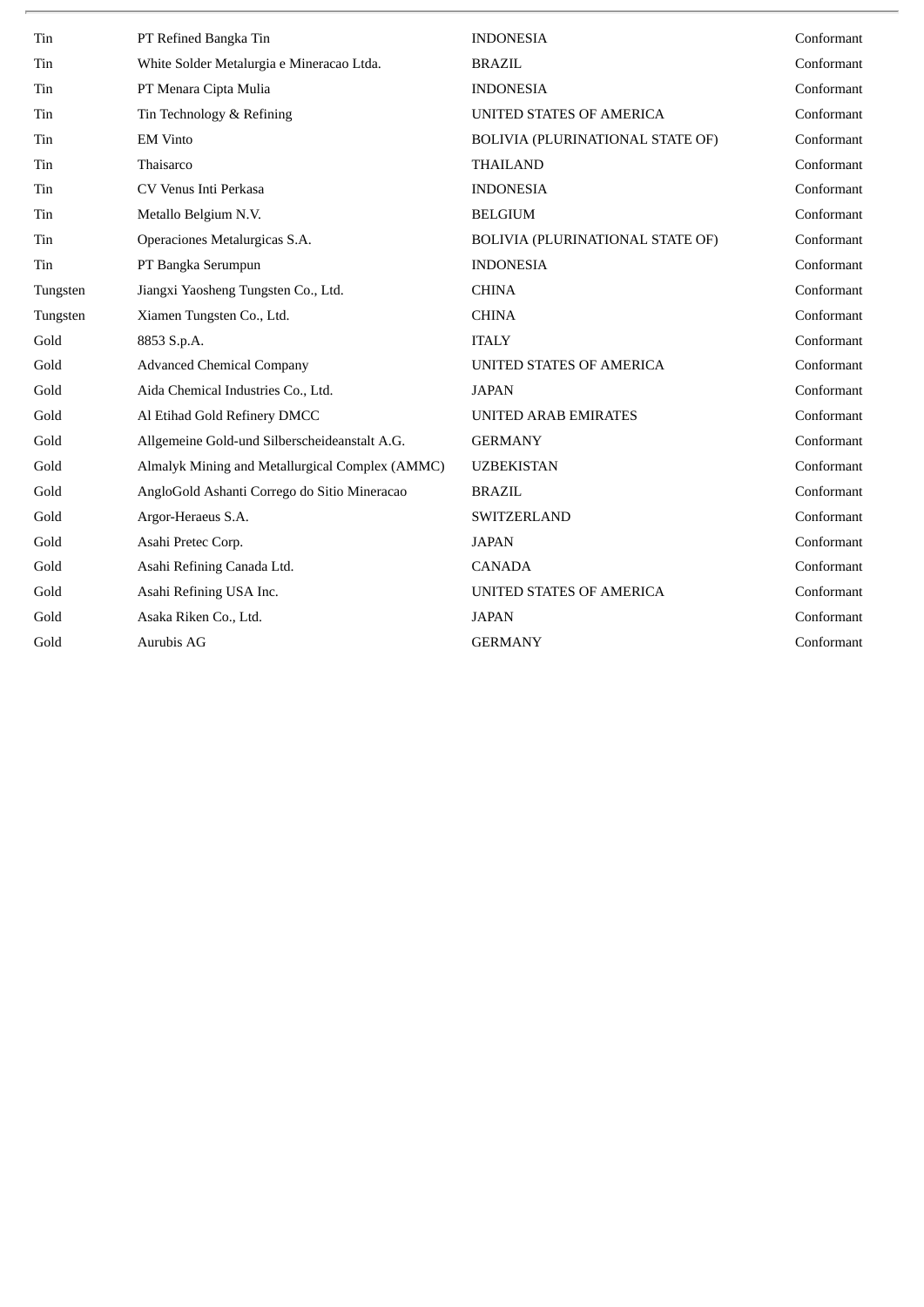| | | | |
|---|---|---|---|
| Tin | PT Refined Bangka Tin | INDONESIA | Conformant |
| Tin | White Solder Metalurgia e Mineracao Ltda. | BRAZIL | Conformant |
| Tin | PT Menara Cipta Mulia | INDONESIA | Conformant |
| Tin | Tin Technology & Refining | UNITED STATES OF AMERICA | Conformant |
| Tin | EM Vinto | BOLIVIA (PLURINATIONAL STATE OF) | Conformant |
| Tin | Thaisarco | THAILAND | Conformant |
| Tin | CV Venus Inti Perkasa | INDONESIA | Conformant |
| Tin | Metallo Belgium N.V. | BELGIUM | Conformant |
| Tin | Operaciones Metalurgicas S.A. | BOLIVIA (PLURINATIONAL STATE OF) | Conformant |
| Tin | PT Bangka Serumpun | INDONESIA | Conformant |
| Tungsten | Jiangxi Yaosheng Tungsten Co., Ltd. | CHINA | Conformant |
| Tungsten | Xiamen Tungsten Co., Ltd. | CHINA | Conformant |
| Gold | 8853 S.p.A. | ITALY | Conformant |
| Gold | Advanced Chemical Company | UNITED STATES OF AMERICA | Conformant |
| Gold | Aida Chemical Industries Co., Ltd. | JAPAN | Conformant |
| Gold | Al Etihad Gold Refinery DMCC | UNITED ARAB EMIRATES | Conformant |
| Gold | Allgemeine Gold-und Silberscheideanstalt A.G. | GERMANY | Conformant |
| Gold | Almalyk Mining and Metallurgical Complex (AMMC) | UZBEKISTAN | Conformant |
| Gold | AngloGold Ashanti Corrego do Sitio Mineracao | BRAZIL | Conformant |
| Gold | Argor-Heraeus S.A. | SWITZERLAND | Conformant |
| Gold | Asahi Pretec Corp. | JAPAN | Conformant |
| Gold | Asahi Refining Canada Ltd. | CANADA | Conformant |
| Gold | Asahi Refining USA Inc. | UNITED STATES OF AMERICA | Conformant |
| Gold | Asaka Riken Co., Ltd. | JAPAN | Conformant |
| Gold | Aurubis AG | GERMANY | Conformant |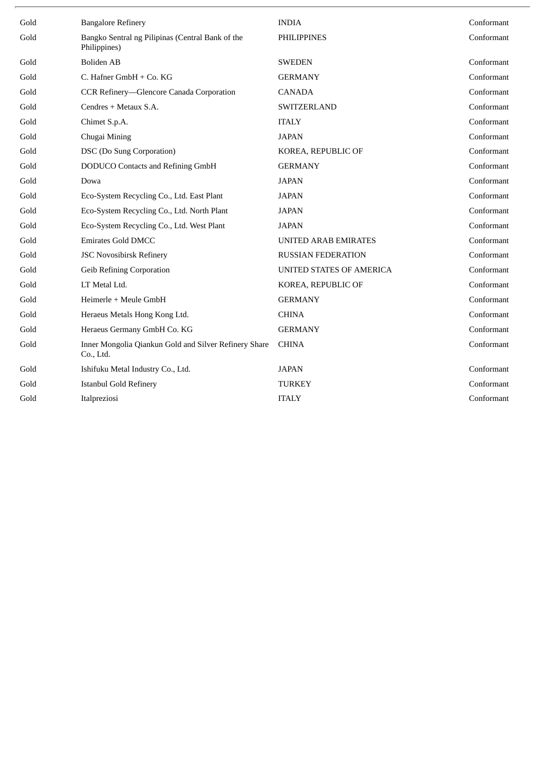| | | | |
|---|---|---|---|
| Gold | Bangalore Refinery | INDIA | Conformant |
| Gold | Bangko Sentral ng Pilipinas (Central Bank of the Philippines) | PHILIPPINES | Conformant |
| Gold | Boliden AB | SWEDEN | Conformant |
| Gold | C. Hafner GmbH + Co. KG | GERMANY | Conformant |
| Gold | CCR Refinery—Glencore Canada Corporation | CANADA | Conformant |
| Gold | Cendres + Metaux S.A. | SWITZERLAND | Conformant |
| Gold | Chimet S.p.A. | ITALY | Conformant |
| Gold | Chugai Mining | JAPAN | Conformant |
| Gold | DSC (Do Sung Corporation) | KOREA, REPUBLIC OF | Conformant |
| Gold | DODUCO Contacts and Refining GmbH | GERMANY | Conformant |
| Gold | Dowa | JAPAN | Conformant |
| Gold | Eco-System Recycling Co., Ltd. East Plant | JAPAN | Conformant |
| Gold | Eco-System Recycling Co., Ltd. North Plant | JAPAN | Conformant |
| Gold | Eco-System Recycling Co., Ltd. West Plant | JAPAN | Conformant |
| Gold | Emirates Gold DMCC | UNITED ARAB EMIRATES | Conformant |
| Gold | JSC Novosibirsk Refinery | RUSSIAN FEDERATION | Conformant |
| Gold | Geib Refining Corporation | UNITED STATES OF AMERICA | Conformant |
| Gold | LT Metal Ltd. | KOREA, REPUBLIC OF | Conformant |
| Gold | Heimerle + Meule GmbH | GERMANY | Conformant |
| Gold | Heraeus Metals Hong Kong Ltd. | CHINA | Conformant |
| Gold | Heraeus Germany GmbH Co. KG | GERMANY | Conformant |
| Gold | Inner Mongolia Qiankun Gold and Silver Refinery Share Co., Ltd. | CHINA | Conformant |
| Gold | Ishifuku Metal Industry Co., Ltd. | JAPAN | Conformant |
| Gold | Istanbul Gold Refinery | TURKEY | Conformant |
| Gold | Italpreziosi | ITALY | Conformant |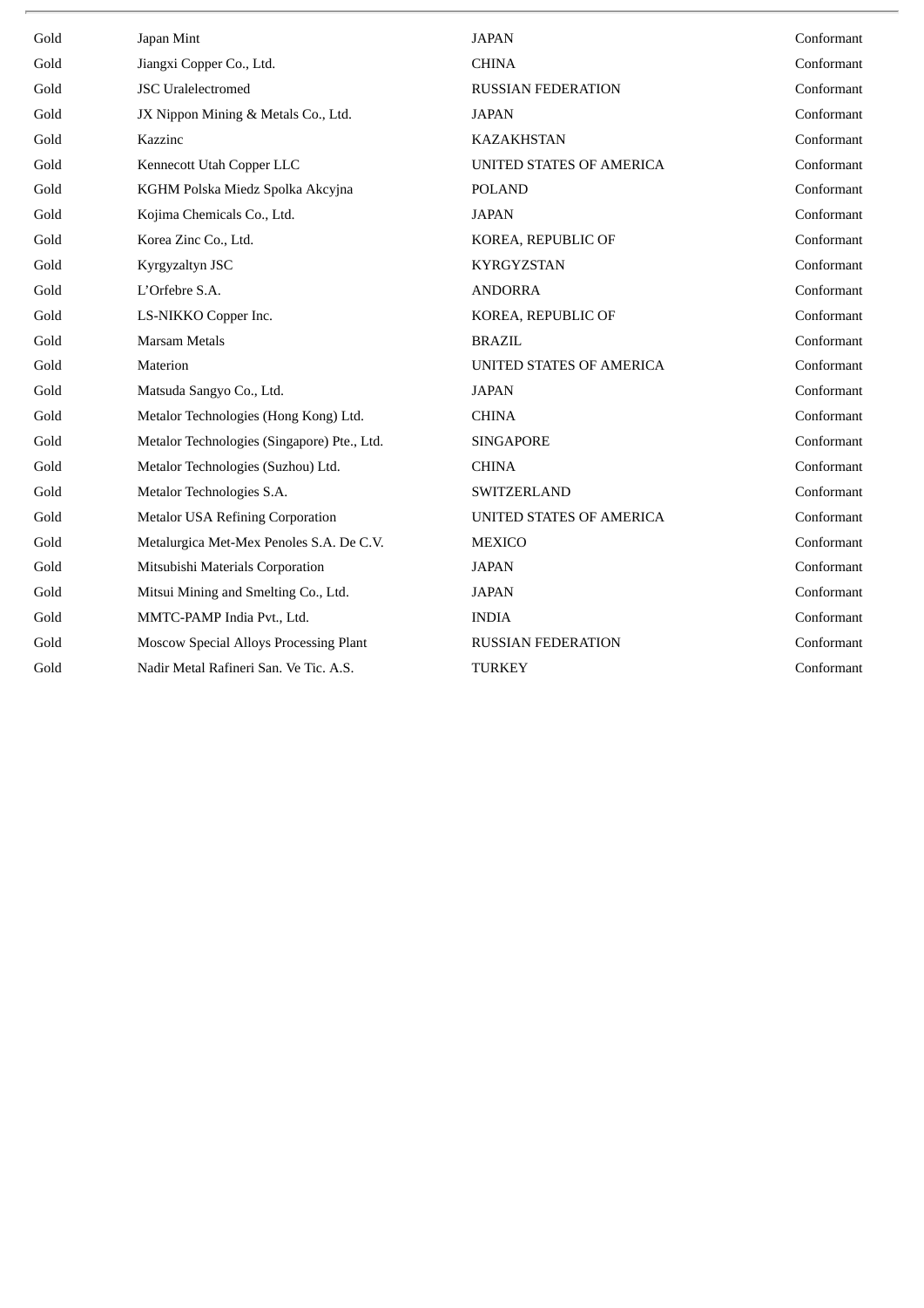| Gold | Japan Mint | JAPAN | Conformant |
|---|---|---|---|
| Gold | Jiangxi Copper Co., Ltd. | CHINA | Conformant |
| Gold | JSC Uralelectromed | RUSSIAN FEDERATION | Conformant |
| Gold | JX Nippon Mining & Metals Co., Ltd. | JAPAN | Conformant |
| Gold | Kazzinc | KAZAKHSTAN | Conformant |
| Gold | Kennecott Utah Copper LLC | UNITED STATES OF AMERICA | Conformant |
| Gold | KGHM Polska Miedz Spolka Akcyjna | POLAND | Conformant |
| Gold | Kojima Chemicals Co., Ltd. | JAPAN | Conformant |
| Gold | Korea Zinc Co., Ltd. | KOREA, REPUBLIC OF | Conformant |
| Gold | Kyrgyzaltyn JSC | KYRGYZSTAN | Conformant |
| Gold | L'Orfebre S.A. | ANDORRA | Conformant |
| Gold | LS-NIKKO Copper Inc. | KOREA, REPUBLIC OF | Conformant |
| Gold | Marsam Metals | BRAZIL | Conformant |
| Gold | Materion | UNITED STATES OF AMERICA | Conformant |
| Gold | Matsuda Sangyo Co., Ltd. | JAPAN | Conformant |
| Gold | Metalor Technologies (Hong Kong) Ltd. | CHINA | Conformant |
| Gold | Metalor Technologies (Singapore) Pte., Ltd. | SINGAPORE | Conformant |
| Gold | Metalor Technologies (Suzhou) Ltd. | CHINA | Conformant |
| Gold | Metalor Technologies S.A. | SWITZERLAND | Conformant |
| Gold | Metalor USA Refining Corporation | UNITED STATES OF AMERICA | Conformant |
| Gold | Metalurgica Met-Mex Penoles S.A. De C.V. | MEXICO | Conformant |
| Gold | Mitsubishi Materials Corporation | JAPAN | Conformant |
| Gold | Mitsui Mining and Smelting Co., Ltd. | JAPAN | Conformant |
| Gold | MMTC-PAMP India Pvt., Ltd. | INDIA | Conformant |
| Gold | Moscow Special Alloys Processing Plant | RUSSIAN FEDERATION | Conformant |
| Gold | Nadir Metal Rafineri San. Ve Tic. A.S. | TURKEY | Conformant |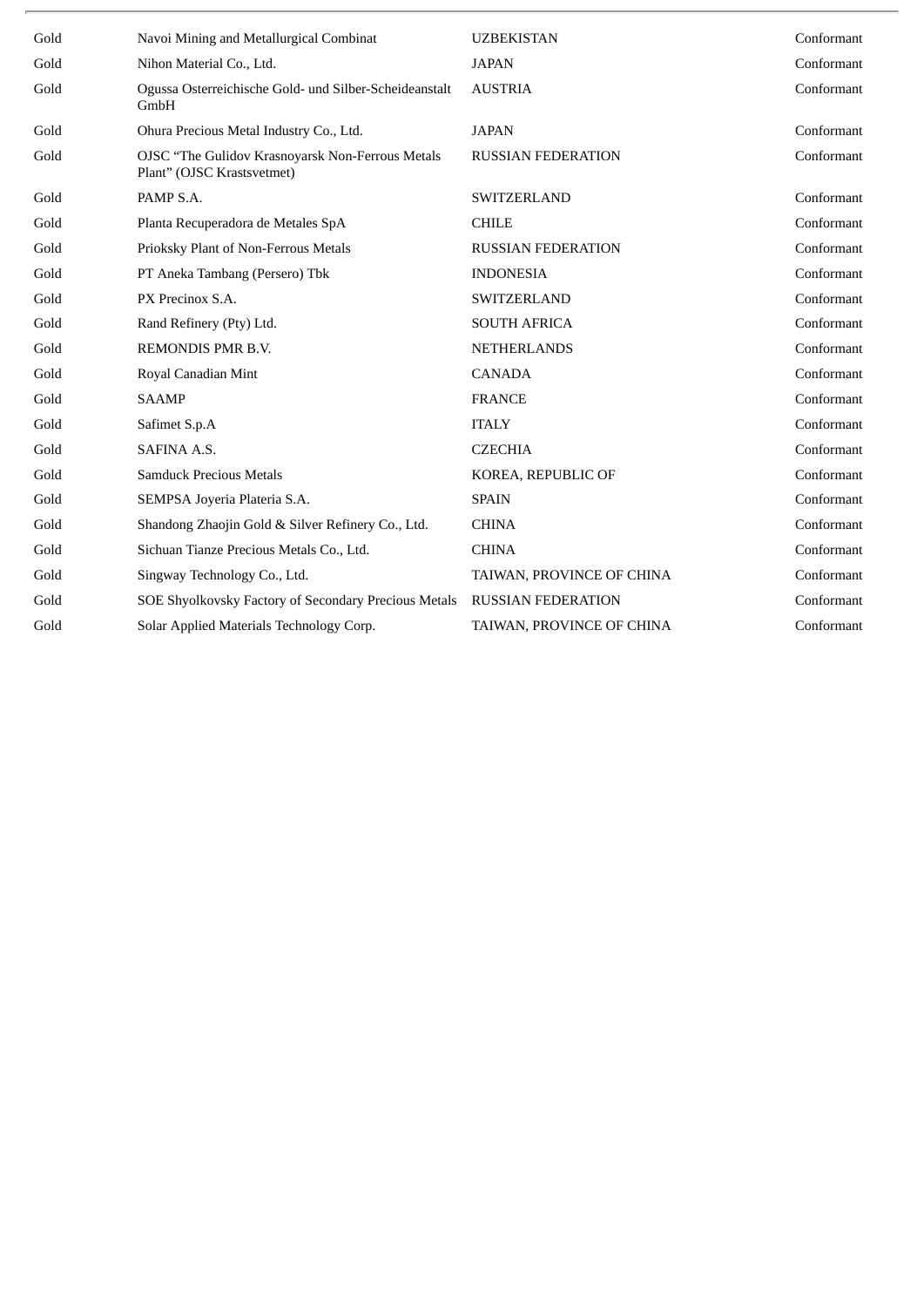| | | | |
|---|---|---|---|
| Gold | Navoi Mining and Metallurgical Combinat | UZBEKISTAN | Conformant |
| Gold | Nihon Material Co., Ltd. | JAPAN | Conformant |
| Gold | Ogussa Osterreichische Gold- und Silber-Scheideanstalt GmbH | AUSTRIA | Conformant |
| Gold | Ohura Precious Metal Industry Co., Ltd. | JAPAN | Conformant |
| Gold | OJSC "The Gulidov Krasnoyarsk Non-Ferrous Metals Plant" (OJSC Krastsvetmet) | RUSSIAN FEDERATION | Conformant |
| Gold | PAMP S.A. | SWITZERLAND | Conformant |
| Gold | Planta Recuperadora de Metales SpA | CHILE | Conformant |
| Gold | Prioksky Plant of Non-Ferrous Metals | RUSSIAN FEDERATION | Conformant |
| Gold | PT Aneka Tambang (Persero) Tbk | INDONESIA | Conformant |
| Gold | PX Precinox S.A. | SWITZERLAND | Conformant |
| Gold | Rand Refinery (Pty) Ltd. | SOUTH AFRICA | Conformant |
| Gold | REMONDIS PMR B.V. | NETHERLANDS | Conformant |
| Gold | Royal Canadian Mint | CANADA | Conformant |
| Gold | SAAMP | FRANCE | Conformant |
| Gold | Safimet S.p.A | ITALY | Conformant |
| Gold | SAFINA A.S. | CZECHIA | Conformant |
| Gold | Samduck Precious Metals | KOREA, REPUBLIC OF | Conformant |
| Gold | SEMPSA Joyeria Plateria S.A. | SPAIN | Conformant |
| Gold | Shandong Zhaojin Gold & Silver Refinery Co., Ltd. | CHINA | Conformant |
| Gold | Sichuan Tianze Precious Metals Co., Ltd. | CHINA | Conformant |
| Gold | Singway Technology Co., Ltd. | TAIWAN, PROVINCE OF CHINA | Conformant |
| Gold | SOE Shyolkovsky Factory of Secondary Precious Metals | RUSSIAN FEDERATION | Conformant |
| Gold | Solar Applied Materials Technology Corp. | TAIWAN, PROVINCE OF CHINA | Conformant |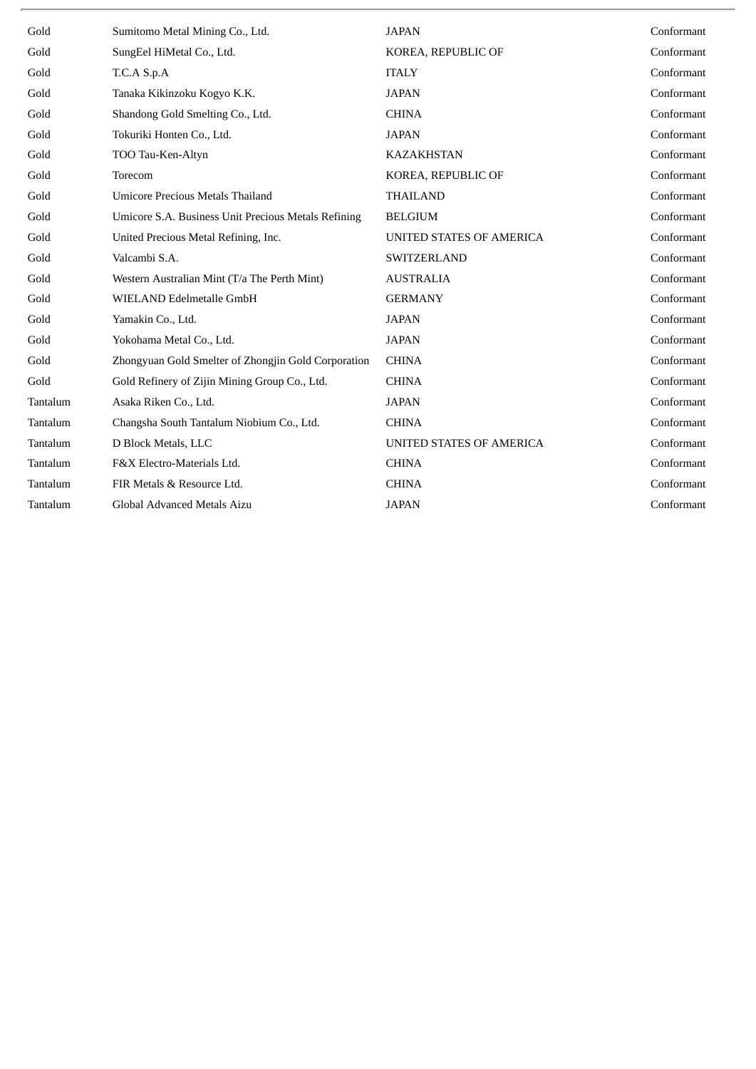| | | | |
|---|---|---|---|
| Gold | Sumitomo Metal Mining Co., Ltd. | JAPAN | Conformant |
| Gold | SungEel HiMetal Co., Ltd. | KOREA, REPUBLIC OF | Conformant |
| Gold | T.C.A S.p.A | ITALY | Conformant |
| Gold | Tanaka Kikinzoku Kogyo K.K. | JAPAN | Conformant |
| Gold | Shandong Gold Smelting Co., Ltd. | CHINA | Conformant |
| Gold | Tokuriki Honten Co., Ltd. | JAPAN | Conformant |
| Gold | TOO Tau-Ken-Altyn | KAZAKHSTAN | Conformant |
| Gold | Torecom | KOREA, REPUBLIC OF | Conformant |
| Gold | Umicore Precious Metals Thailand | THAILAND | Conformant |
| Gold | Umicore S.A. Business Unit Precious Metals Refining | BELGIUM | Conformant |
| Gold | United Precious Metal Refining, Inc. | UNITED STATES OF AMERICA | Conformant |
| Gold | Valcambi S.A. | SWITZERLAND | Conformant |
| Gold | Western Australian Mint (T/a The Perth Mint) | AUSTRALIA | Conformant |
| Gold | WIELAND Edelmetalle GmbH | GERMANY | Conformant |
| Gold | Yamakin Co., Ltd. | JAPAN | Conformant |
| Gold | Yokohama Metal Co., Ltd. | JAPAN | Conformant |
| Gold | Zhongyuan Gold Smelter of Zhongjin Gold Corporation | CHINA | Conformant |
| Gold | Gold Refinery of Zijin Mining Group Co., Ltd. | CHINA | Conformant |
| Tantalum | Asaka Riken Co., Ltd. | JAPAN | Conformant |
| Tantalum | Changsha South Tantalum Niobium Co., Ltd. | CHINA | Conformant |
| Tantalum | D Block Metals, LLC | UNITED STATES OF AMERICA | Conformant |
| Tantalum | F&X Electro-Materials Ltd. | CHINA | Conformant |
| Tantalum | FIR Metals & Resource Ltd. | CHINA | Conformant |
| Tantalum | Global Advanced Metals Aizu | JAPAN | Conformant |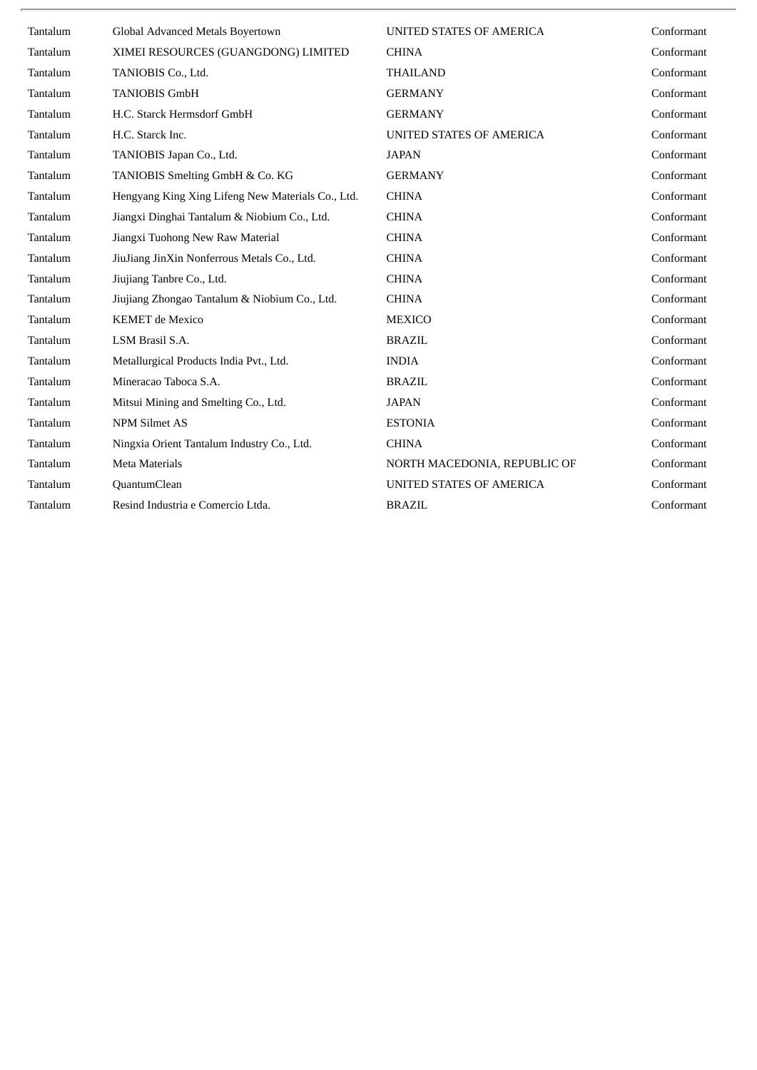| | | | |
|---|---|---|---|
| Tantalum | Global Advanced Metals Boyertown | UNITED STATES OF AMERICA | Conformant |
| Tantalum | XIMEI RESOURCES (GUANGDONG) LIMITED | CHINA | Conformant |
| Tantalum | TANIOBIS Co., Ltd. | THAILAND | Conformant |
| Tantalum | TANIOBIS GmbH | GERMANY | Conformant |
| Tantalum | H.C. Starck Hermsdorf GmbH | GERMANY | Conformant |
| Tantalum | H.C. Starck Inc. | UNITED STATES OF AMERICA | Conformant |
| Tantalum | TANIOBIS Japan Co., Ltd. | JAPAN | Conformant |
| Tantalum | TANIOBIS Smelting GmbH & Co. KG | GERMANY | Conformant |
| Tantalum | Hengyang King Xing Lifeng New Materials Co., Ltd. | CHINA | Conformant |
| Tantalum | Jiangxi Dinghai Tantalum & Niobium Co., Ltd. | CHINA | Conformant |
| Tantalum | Jiangxi Tuohong New Raw Material | CHINA | Conformant |
| Tantalum | JiuJiang JinXin Nonferrous Metals Co., Ltd. | CHINA | Conformant |
| Tantalum | Jiujiang Tanbre Co., Ltd. | CHINA | Conformant |
| Tantalum | Jiujiang Zhongao Tantalum & Niobium Co., Ltd. | CHINA | Conformant |
| Tantalum | KEMET de Mexico | MEXICO | Conformant |
| Tantalum | LSM Brasil S.A. | BRAZIL | Conformant |
| Tantalum | Metallurgical Products India Pvt., Ltd. | INDIA | Conformant |
| Tantalum | Mineracao Taboca S.A. | BRAZIL | Conformant |
| Tantalum | Mitsui Mining and Smelting Co., Ltd. | JAPAN | Conformant |
| Tantalum | NPM Silmet AS | ESTONIA | Conformant |
| Tantalum | Ningxia Orient Tantalum Industry Co., Ltd. | CHINA | Conformant |
| Tantalum | Meta Materials | NORTH MACEDONIA, REPUBLIC OF | Conformant |
| Tantalum | QuantumClean | UNITED STATES OF AMERICA | Conformant |
| Tantalum | Resind Industria e Comercio Ltda. | BRAZIL | Conformant |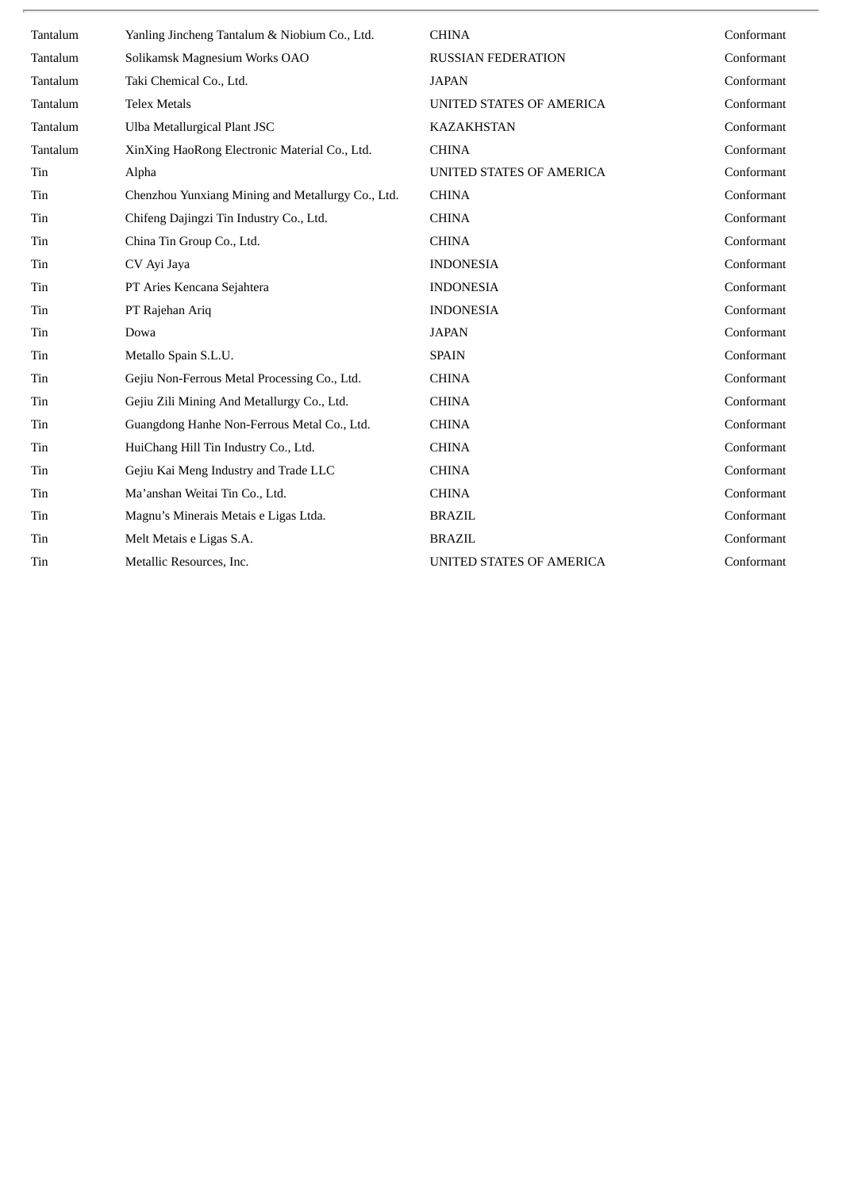| | | | |
|---|---|---|---|
| Tantalum | Yanling Jincheng Tantalum & Niobium Co., Ltd. | CHINA | Conformant |
| Tantalum | Solikamsk Magnesium Works OAO | RUSSIAN FEDERATION | Conformant |
| Tantalum | Taki Chemical Co., Ltd. | JAPAN | Conformant |
| Tantalum | Telex Metals | UNITED STATES OF AMERICA | Conformant |
| Tantalum | Ulba Metallurgical Plant JSC | KAZAKHSTAN | Conformant |
| Tantalum | XinXing HaoRong Electronic Material Co., Ltd. | CHINA | Conformant |
| Tin | Alpha | UNITED STATES OF AMERICA | Conformant |
| Tin | Chenzhou Yunxiang Mining and Metallurgy Co., Ltd. | CHINA | Conformant |
| Tin | Chifeng Dajingzi Tin Industry Co., Ltd. | CHINA | Conformant |
| Tin | China Tin Group Co., Ltd. | CHINA | Conformant |
| Tin | CV Ayi Jaya | INDONESIA | Conformant |
| Tin | PT Aries Kencana Sejahtera | INDONESIA | Conformant |
| Tin | PT Rajehan Ariq | INDONESIA | Conformant |
| Tin | Dowa | JAPAN | Conformant |
| Tin | Metallo Spain S.L.U. | SPAIN | Conformant |
| Tin | Gejiu Non-Ferrous Metal Processing Co., Ltd. | CHINA | Conformant |
| Tin | Gejiu Zili Mining And Metallurgy Co., Ltd. | CHINA | Conformant |
| Tin | Guangdong Hanhe Non-Ferrous Metal Co., Ltd. | CHINA | Conformant |
| Tin | HuiChang Hill Tin Industry Co., Ltd. | CHINA | Conformant |
| Tin | Gejiu Kai Meng Industry and Trade LLC | CHINA | Conformant |
| Tin | Ma'anshan Weitai Tin Co., Ltd. | CHINA | Conformant |
| Tin | Magnu's Minerais Metais e Ligas Ltda. | BRAZIL | Conformant |
| Tin | Melt Metais e Ligas S.A. | BRAZIL | Conformant |
| Tin | Metallic Resources, Inc. | UNITED STATES OF AMERICA | Conformant |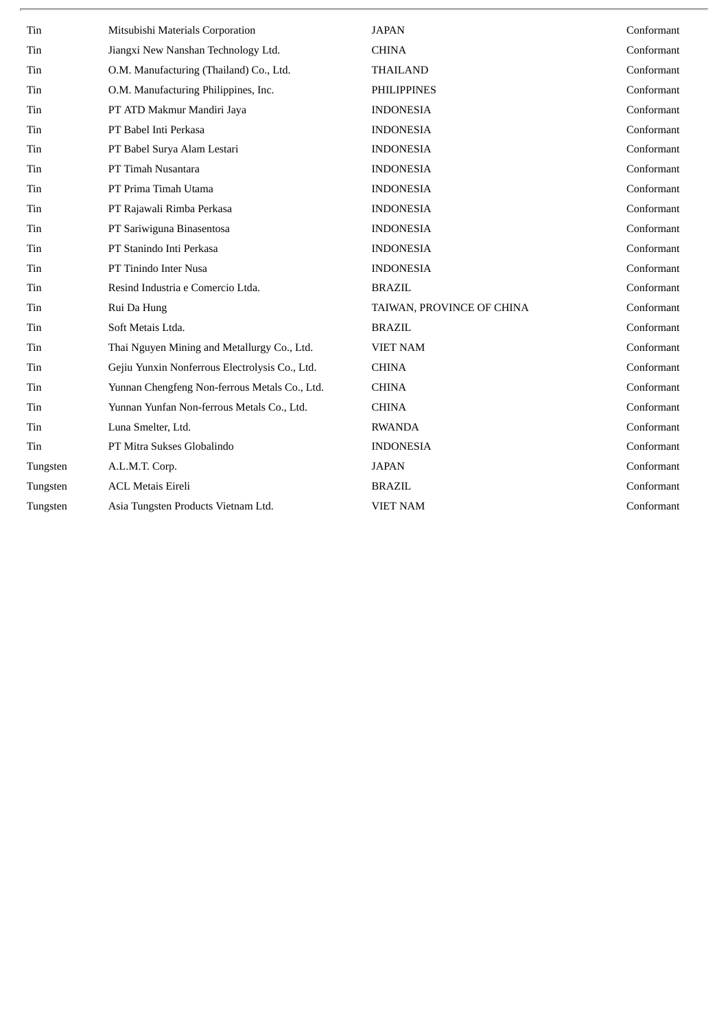| | | | |
|---|---|---|---|
| Tin | Mitsubishi Materials Corporation | JAPAN | Conformant |
| Tin | Jiangxi New Nanshan Technology Ltd. | CHINA | Conformant |
| Tin | O.M. Manufacturing (Thailand) Co., Ltd. | THAILAND | Conformant |
| Tin | O.M. Manufacturing Philippines, Inc. | PHILIPPINES | Conformant |
| Tin | PT ATD Makmur Mandiri Jaya | INDONESIA | Conformant |
| Tin | PT Babel Inti Perkasa | INDONESIA | Conformant |
| Tin | PT Babel Surya Alam Lestari | INDONESIA | Conformant |
| Tin | PT Timah Nusantara | INDONESIA | Conformant |
| Tin | PT Prima Timah Utama | INDONESIA | Conformant |
| Tin | PT Rajawali Rimba Perkasa | INDONESIA | Conformant |
| Tin | PT Sariwiguna Binasentosa | INDONESIA | Conformant |
| Tin | PT Stanindo Inti Perkasa | INDONESIA | Conformant |
| Tin | PT Tinindo Inter Nusa | INDONESIA | Conformant |
| Tin | Resind Industria e Comercio Ltda. | BRAZIL | Conformant |
| Tin | Rui Da Hung | TAIWAN, PROVINCE OF CHINA | Conformant |
| Tin | Soft Metais Ltda. | BRAZIL | Conformant |
| Tin | Thai Nguyen Mining and Metallurgy Co., Ltd. | VIET NAM | Conformant |
| Tin | Gejiu Yunxin Nonferrous Electrolysis Co., Ltd. | CHINA | Conformant |
| Tin | Yunnan Chengfeng Non-ferrous Metals Co., Ltd. | CHINA | Conformant |
| Tin | Yunnan Yunfan Non-ferrous Metals Co., Ltd. | CHINA | Conformant |
| Tin | Luna Smelter, Ltd. | RWANDA | Conformant |
| Tin | PT Mitra Sukses Globalindo | INDONESIA | Conformant |
| Tungsten | A.L.M.T. Corp. | JAPAN | Conformant |
| Tungsten | ACL Metais Eireli | BRAZIL | Conformant |
| Tungsten | Asia Tungsten Products Vietnam Ltd. | VIET NAM | Conformant |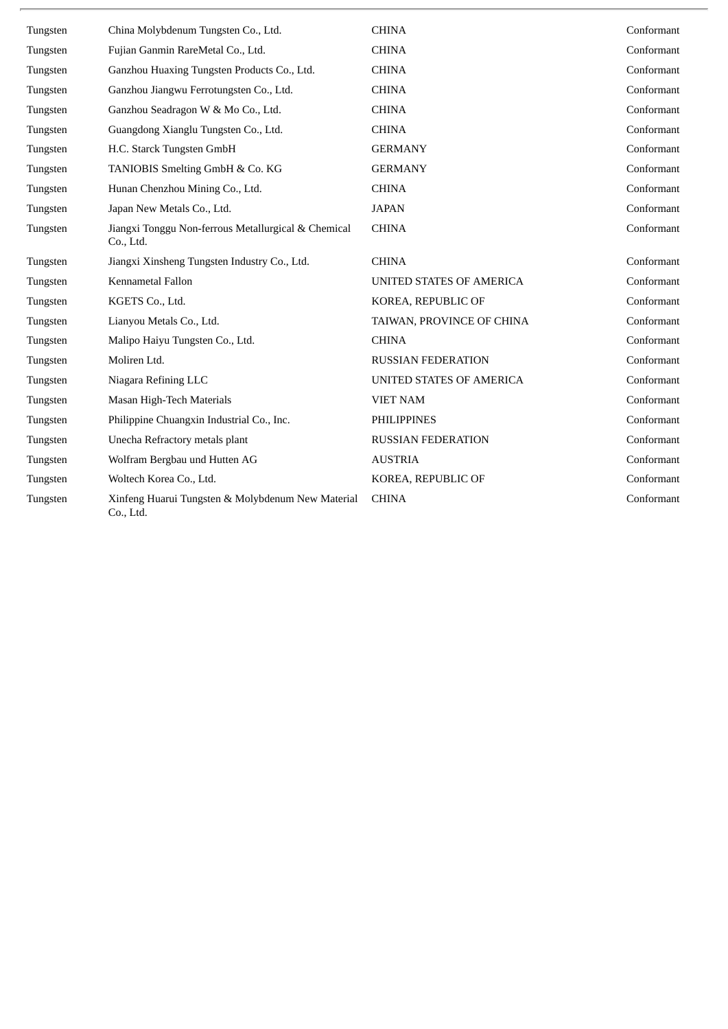| | | | |
|---|---|---|---|
| Tungsten | China Molybdenum Tungsten Co., Ltd. | CHINA | Conformant |
| Tungsten | Fujian Ganmin RareMetal Co., Ltd. | CHINA | Conformant |
| Tungsten | Ganzhou Huaxing Tungsten Products Co., Ltd. | CHINA | Conformant |
| Tungsten | Ganzhou Jiangwu Ferrotungsten Co., Ltd. | CHINA | Conformant |
| Tungsten | Ganzhou Seadragon W & Mo Co., Ltd. | CHINA | Conformant |
| Tungsten | Guangdong Xianglu Tungsten Co., Ltd. | CHINA | Conformant |
| Tungsten | H.C. Starck Tungsten GmbH | GERMANY | Conformant |
| Tungsten | TANIOBIS Smelting GmbH & Co. KG | GERMANY | Conformant |
| Tungsten | Hunan Chenzhou Mining Co., Ltd. | CHINA | Conformant |
| Tungsten | Japan New Metals Co., Ltd. | JAPAN | Conformant |
| Tungsten | Jiangxi Tonggu Non-ferrous Metallurgical & Chemical Co., Ltd. | CHINA | Conformant |
| Tungsten | Jiangxi Xinsheng Tungsten Industry Co., Ltd. | CHINA | Conformant |
| Tungsten | Kennametal Fallon | UNITED STATES OF AMERICA | Conformant |
| Tungsten | KGETS Co., Ltd. | KOREA, REPUBLIC OF | Conformant |
| Tungsten | Lianyou Metals Co., Ltd. | TAIWAN, PROVINCE OF CHINA | Conformant |
| Tungsten | Malipo Haiyu Tungsten Co., Ltd. | CHINA | Conformant |
| Tungsten | Moliren Ltd. | RUSSIAN FEDERATION | Conformant |
| Tungsten | Niagara Refining LLC | UNITED STATES OF AMERICA | Conformant |
| Tungsten | Masan High-Tech Materials | VIET NAM | Conformant |
| Tungsten | Philippine Chuangxin Industrial Co., Inc. | PHILIPPINES | Conformant |
| Tungsten | Unecha Refractory metals plant | RUSSIAN FEDERATION | Conformant |
| Tungsten | Wolfram Bergbau und Hutten AG | AUSTRIA | Conformant |
| Tungsten | Woltech Korea Co., Ltd. | KOREA, REPUBLIC OF | Conformant |
| Tungsten | Xinfeng Huarui Tungsten & Molybdenum New Material Co., Ltd. | CHINA | Conformant |